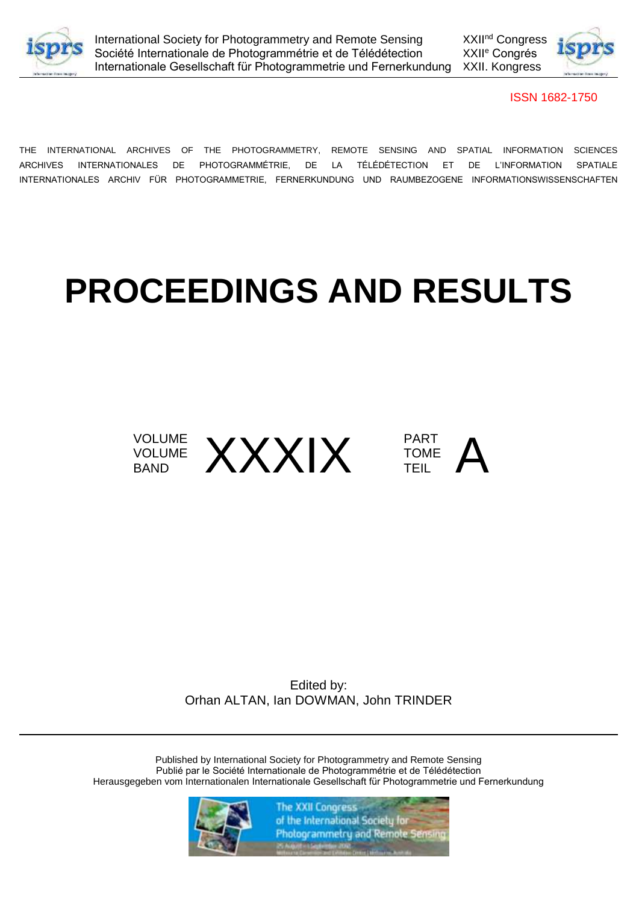International Society for Photogrammetry and Remote Sensing
Société Internationale de Photogrammétrie et de Télédétection
Internationale Gesellschaft für Photogrammetrie und Fernerkundung

XXII[nd] Congress
XXII[e] Congrés
XXII. Kongress

ISSN 1682-1750

THE INTERNATIONAL ARCHIVES OF THE PHOTOGRAMMETRY, REMOTE SENSING AND SPATIAL INFORMATION SCIENCES
ARCHIVES INTERNATIONALES DE PHOTOGRAMMÉTRIE, DE LA TÉLÉDÉTECTION ET DE L'INFORMATION SPATIALE
INTERNATIONALES ARCHIV FÜR PHOTOGRAMMETRIE, FERNERKUNDUNG UND RAUMBEZOGENE INFORMATIONSWISSENSCHAFTEN

# PROCEEDINGS AND RESULTS

VOLUME / VOLUME / BAND **XXXIX**

PART / TOME / TEIL **A**

Edited by:
Orhan ALTAN, Ian DOWMAN, John TRINDER

Published by International Society for Photogrammetry and Remote Sensing
Publié par le Société Internationale de Photogrammétrie et de Télédétection
Herausgegeben vom Internationalen Internationale Gesellschaft für Photogrammetrie und Fernerkundung

The XXII Congress of the International Society for Photogrammetry and Remote Sensing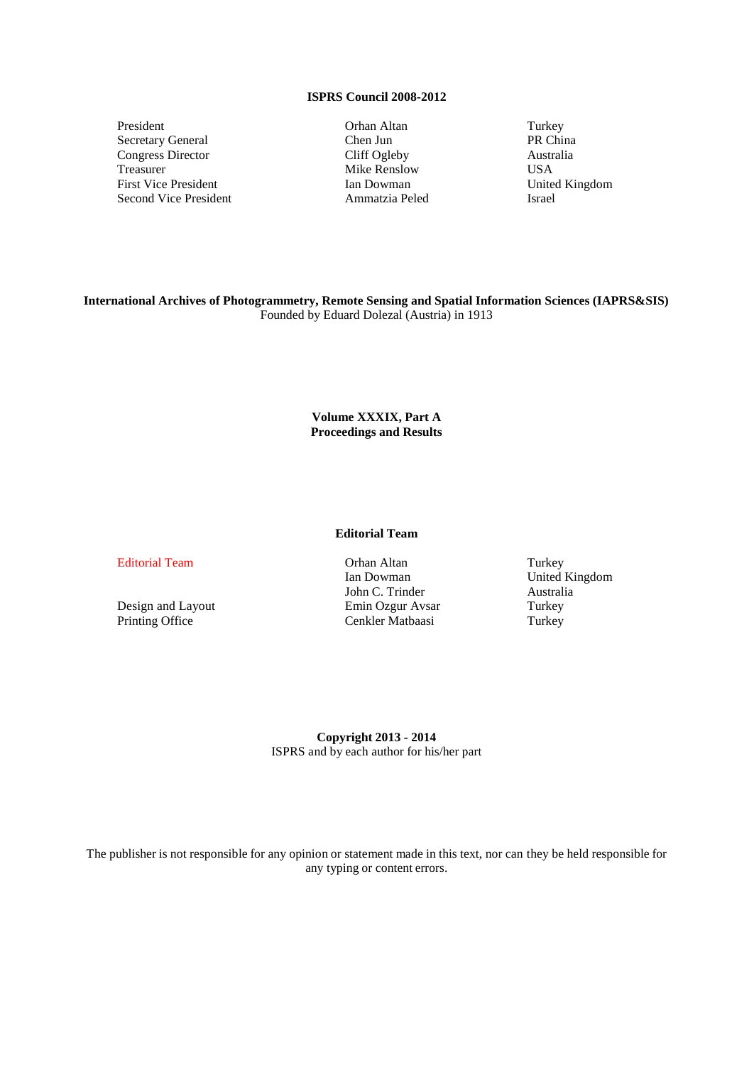## ISPRS Council 2008-2012

| | | |
|---|---|---|
| President | Orhan Altan | Turkey |
| Secretary General | Chen Jun | PR China |
| Congress Director | Cliff Ogleby | Australia |
| Treasurer | Mike Renslow | USA |
| First Vice President | Ian Dowman | United Kingdom |
| Second Vice President | Ammatzia Peled | Israel |

**International Archives of Photogrammetry, Remote Sensing and Spatial Information Sciences (IAPRS&SIS)**
Founded by Eduard Dolezal (Austria) in 1913

**Volume XXXIX, Part A**
**Proceedings and Results**

## Editorial Team

| | | |
|---|---|---|
| Editorial Team | Orhan Altan | Turkey |
| | Ian Dowman | United Kingdom |
| | John C. Trinder | Australia |
| Design and Layout | Emin Ozgur Avsar | Turkey |
| Printing Office | Cenkler Matbaasi | Turkey |

**Copyright 2013 - 2014**
ISPRS and by each author for his/her part

The publisher is not responsible for any opinion or statement made in this text, nor can they be held responsible for any typing or content errors.